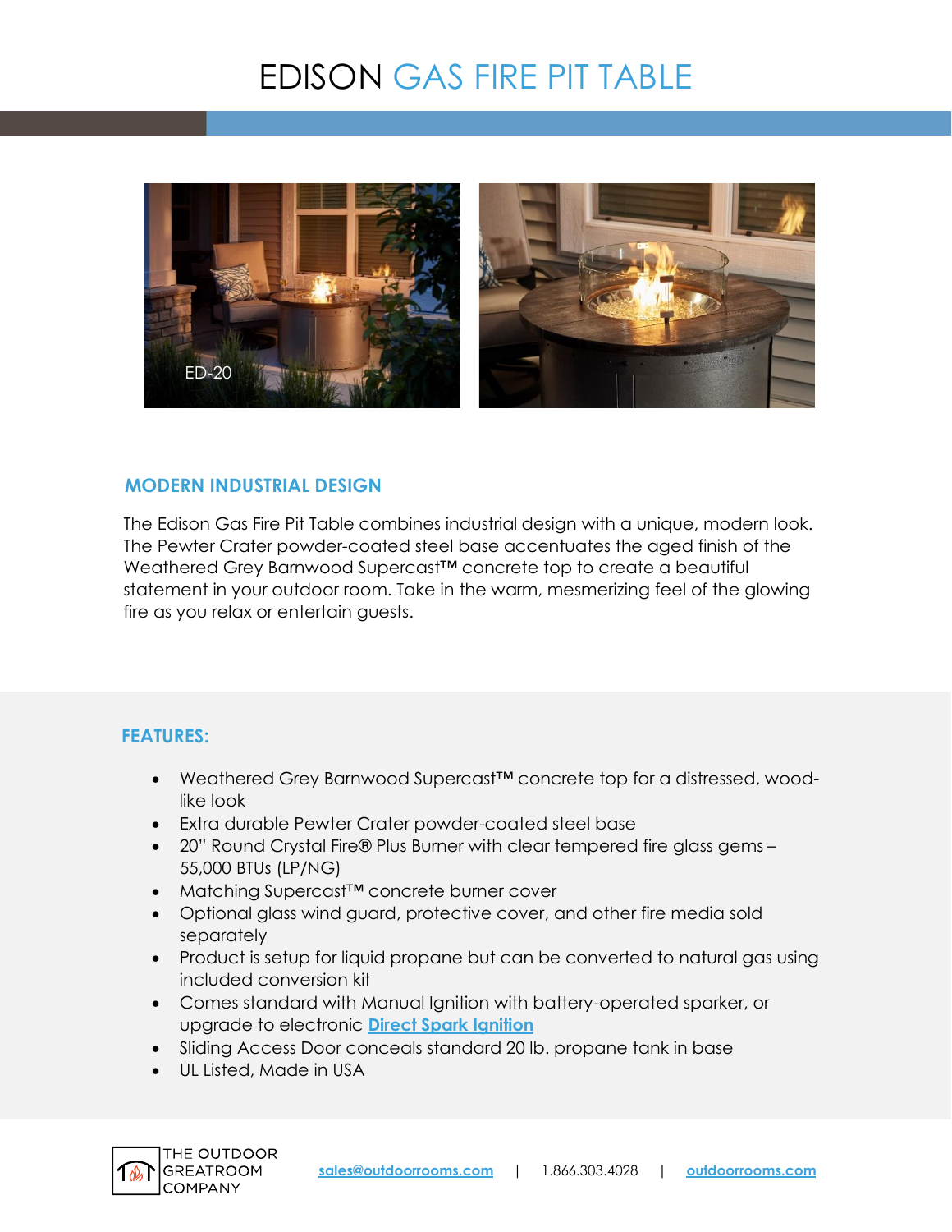# EDISON GAS FIRE PIT TABLE

ED-20

## MODERN INDUSTRIAL DESIGN

The Edison Gas Fire Pit Table combines industrial design with a unique, modern look. The Pewter Crater powder-coated steel base accentuates the aged finish of the Weathered Grey Barnwood Supercast™ concrete top to create a beautiful statement in your outdoor room. Take in the warm, mesmerizing feel of the glowing fire as you relax or entertain guests.

## FEATURES:

- Weathered Grey Barnwood Supercast™ concrete top for a distressed, wood-like look
- Extra durable Pewter Crater powder-coated steel base
- 20" Round Crystal Fire® Plus Burner with clear tempered fire glass gems – 55,000 BTUs (LP/NG)
- Matching Supercast™ concrete burner cover
- Optional glass wind guard, protective cover, and other fire media sold separately
- Product is setup for liquid propane but can be converted to natural gas using included conversion kit
- Comes standard with Manual Ignition with battery-operated sparker, or upgrade to electronic **Direct Spark Ignition**
- Sliding Access Door conceals standard 20 lb. propane tank in base
- UL Listed, Made in USA

THE OUTDOOR GREATROOM COMPANY

sales@outdoorrooms.com | 1.866.303.4028 | outdoorrooms.com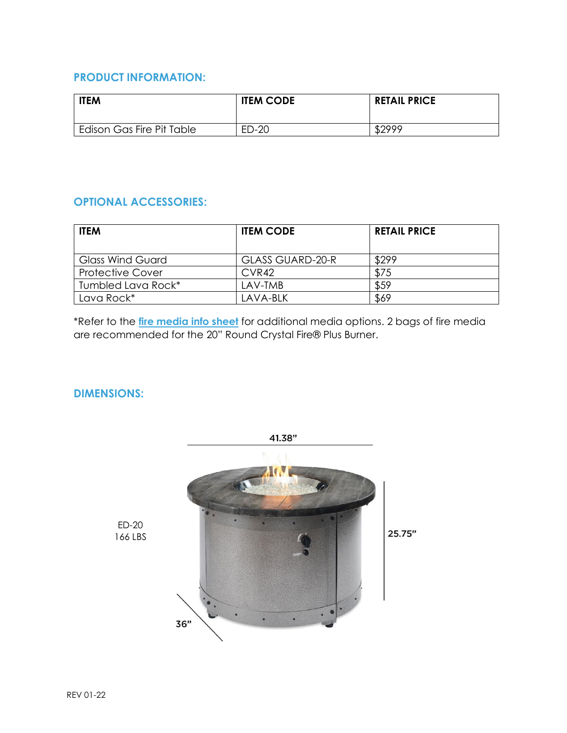## PRODUCT INFORMATION:

| ITEM | ITEM CODE | RETAIL PRICE |
|---|---|---|
| Edison Gas Fire Pit Table | ED-20 | $2999 |

## OPTIONAL ACCESSORIES:

| ITEM | ITEM CODE | RETAIL PRICE |
|---|---|---|
| Glass Wind Guard | GLASS GUARD-20-R | $299 |
| Protective Cover | CVR42 | $75 |
| Tumbled Lava Rock* | LAV-TMB | $59 |
| Lava Rock* | LAVA-BLK | $69 |

*Refer to the **fire media info sheet** for additional media options. 2 bags of fire media are recommended for the 20" Round Crystal Fire® Plus Burner.

## DIMENSIONS:

41.38"

ED-20
166 LBS

25.75"

36"

REV 01-22